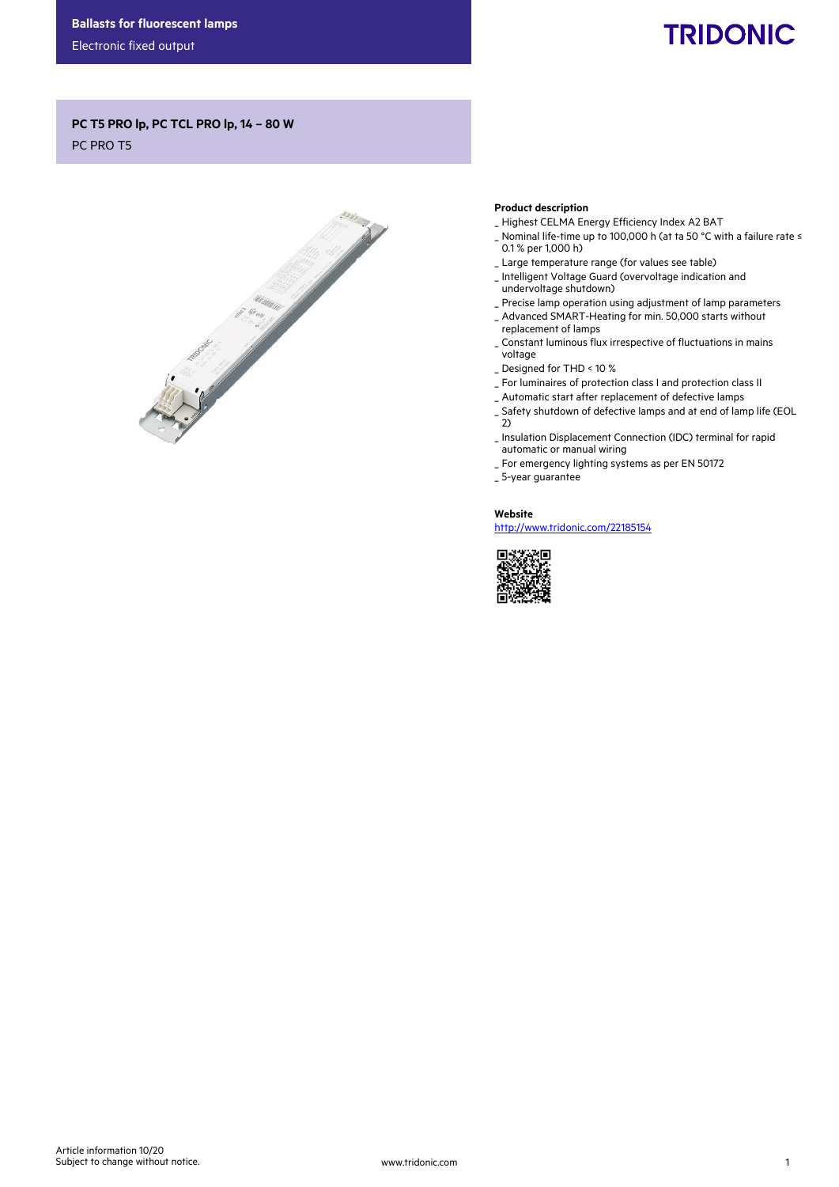Ballasts for fluorescent lamps

Electronic fixed output

# PC T5 PRO lp, PC TCL PRO lp, 14 – 80 W

PC PRO T5

## Product description

- Highest CELMA Energy Efficiency Index A2 BAT
- Nominal life-time up to 100,000 h (at ta 50 °C with a failure rate ≤ 0.1 % per 1,000 h)
- Large temperature range (for values see table)
- Intelligent Voltage Guard (overvoltage indication and undervoltage shutdown)
- Precise lamp operation using adjustment of lamp parameters
- Advanced SMART-Heating for min. 50,000 starts without replacement of lamps
- Constant luminous flux irrespective of fluctuations in mains voltage
- Designed for THD < 10 %
- For luminaires of protection class I and protection class II
- Automatic start after replacement of defective lamps
- Safety shutdown of defective lamps and at end of lamp life (EOL 2)
- Insulation Displacement Connection (IDC) terminal for rapid automatic or manual wiring
- For emergency lighting systems as per EN 50172
- 5-year guarantee

## Website

http://www.tridonic.com/22185154

Article information 10/20
Subject to change without notice.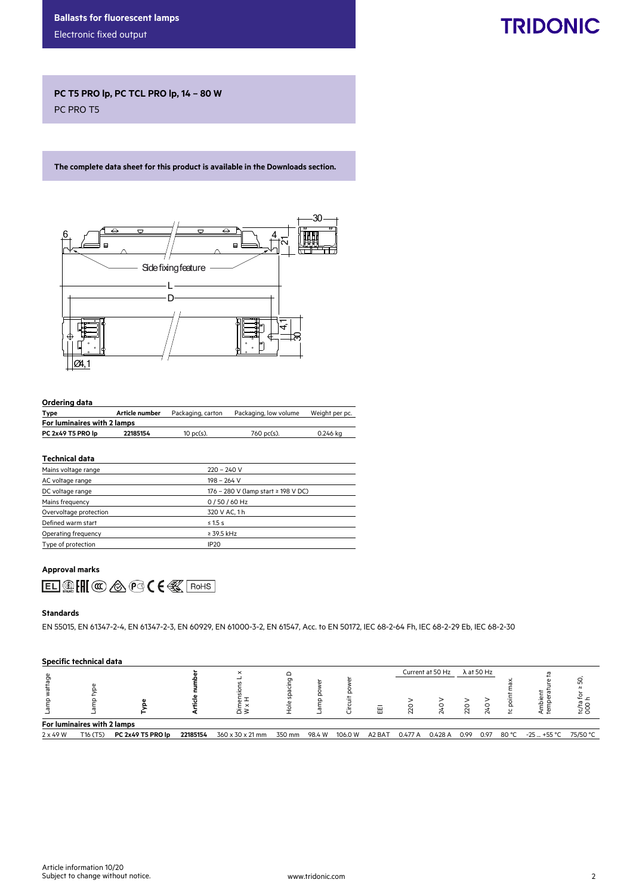Ballasts for fluorescent lamps

Electronic fixed output

**TRIDONIC**

## PC T5 PRO lp, PC TCL PRO lp, 14 – 80 W

PC PRO T5

**The complete data sheet for this product is available in the Downloads section.**

6

4

30

21

Side fixing feature

L

D

4,1

30

Ø4,1

### Ordering data

| Type | Article number | Packaging, carton | Packaging, low volume | Weight per pc. |
|---|---|---|---|---|
| **For luminaires with 2 lamps** | | | | |
| **PC 2x49 T5 PRO lp** | **22185154** | 10 pc(s). | 760 pc(s). | 0.246 kg |

### Technical data

| | |
|---|---|
| Mains voltage range | 220 – 240 V |
| AC voltage range | 198 – 264 V |
| DC voltage range | 176 – 280 V (lamp start ≥ 198 V DC) |
| Mains frequency | 0 / 50 / 60 Hz |
| Overvoltage protection | 320 V AC, 1 h |
| Defined warm start | ≤ 1.5 s |
| Operating frequency | ≥ 39.5 kHz |
| Type of protection | IP20 |

### Approval marks

RoHS

### Standards

EN 55015, EN 61347-2-4, EN 61347-2-3, EN 60929, EN 61000-3-2, EN 61547, Acc. to EN 50172, IEC 68-2-64 Fh, IEC 68-2-29 Eb, IEC 68-2-30

### Specific technical data

| Lamp wattage | Lamp type | Type | Article number | Dimensions L x W x H | Hole spacing D | Lamp power | Circuit power | EEI | Current at 50 Hz | | λ at 50 Hz | | tc point max. | Ambient temperature ta | tc/ta for ≥ 50,000 h |
|---|---|---|---|---|---|---|---|---|---|---|---|---|---|---|---|
| | | | | | | | | | 220 V | 240 V | 220 V | 240 V | | | |
| **For luminaires with 2 lamps** | | | | | | | | | | | | | | | |
| 2 x 49 W | T16 (T5) | **PC 2x49 T5 PRO lp** | **22185154** | 360 x 30 x 21 mm | 350 mm | 98.4 W | 106.0 W | A2 BAT | 0.477 A | 0.428 A | 0.99 | 0.97 | 80 °C | -25 ... +55 °C | 75/50 °C |

Article information 10/20
Subject to change without notice.

www.tridonic.com